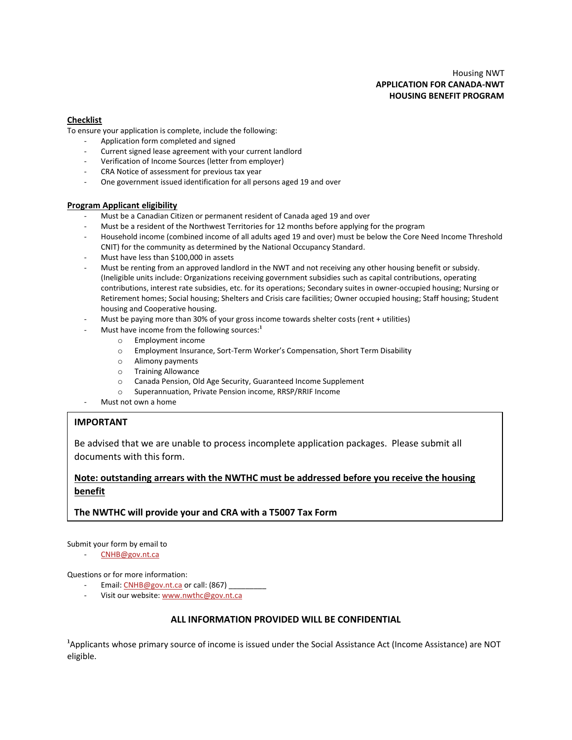Housing NWT

**APPLICATION FOR CANADA-NWT HOUSING BENEFIT PROGRAM**

**Checklist**

To ensure your application is complete, include the following:

- Application form completed and signed
- Current signed lease agreement with your current landlord
- Verification of Income Sources (letter from employer)
- CRA Notice of assessment for previous tax year
- One government issued identification for all persons aged 19 and over

**Program Applicant eligibility**

- Must be a Canadian Citizen or permanent resident of Canada aged 19 and over
- Must be a resident of the Northwest Territories for 12 months before applying for the program
- Household income (combined income of all adults aged 19 and over) must be below the Core Need Income Threshold CNIT) for the community as determined by the National Occupancy Standard.
- Must have less than $100,000 in assets
- Must be renting from an approved landlord in the NWT and not receiving any other housing benefit or subsidy. (Ineligible units include: Organizations receiving government subsidies such as capital contributions, operating contributions, interest rate subsidies, etc. for its operations; Secondary suites in owner-occupied housing; Nursing or Retirement homes; Social housing; Shelters and Crisis care facilities; Owner occupied housing; Staff housing; Student housing and Cooperative housing.
- Must be paying more than 30% of your gross income towards shelter costs (rent + utilities)
- Must have income from the following sources:[1]
  - Employment income
  - Employment Insurance, Sort-Term Worker's Compensation, Short Term Disability
  - Alimony payments
  - Training Allowance
  - Canada Pension, Old Age Security, Guaranteed Income Supplement
  - Superannuation, Private Pension income, RRSP/RRIF Income
- Must not own a home

**IMPORTANT**

Be advised that we are unable to process incomplete application packages. Please submit all documents with this form.

**Note: outstanding arrears with the NWTHC must be addressed before you receive the housing benefit**

**The NWTHC will provide your and CRA with a T5007 Tax Form**

Submit your form by email to

- CNHB@gov.nt.ca

Questions or for more information:

- Email: CNHB@gov.nt.ca or call: (867) _________
- Visit our website: www.nwthc@gov.nt.ca

**ALL INFORMATION PROVIDED WILL BE CONFIDENTIAL**

[1]Applicants whose primary source of income is issued under the Social Assistance Act (Income Assistance) are NOT eligible.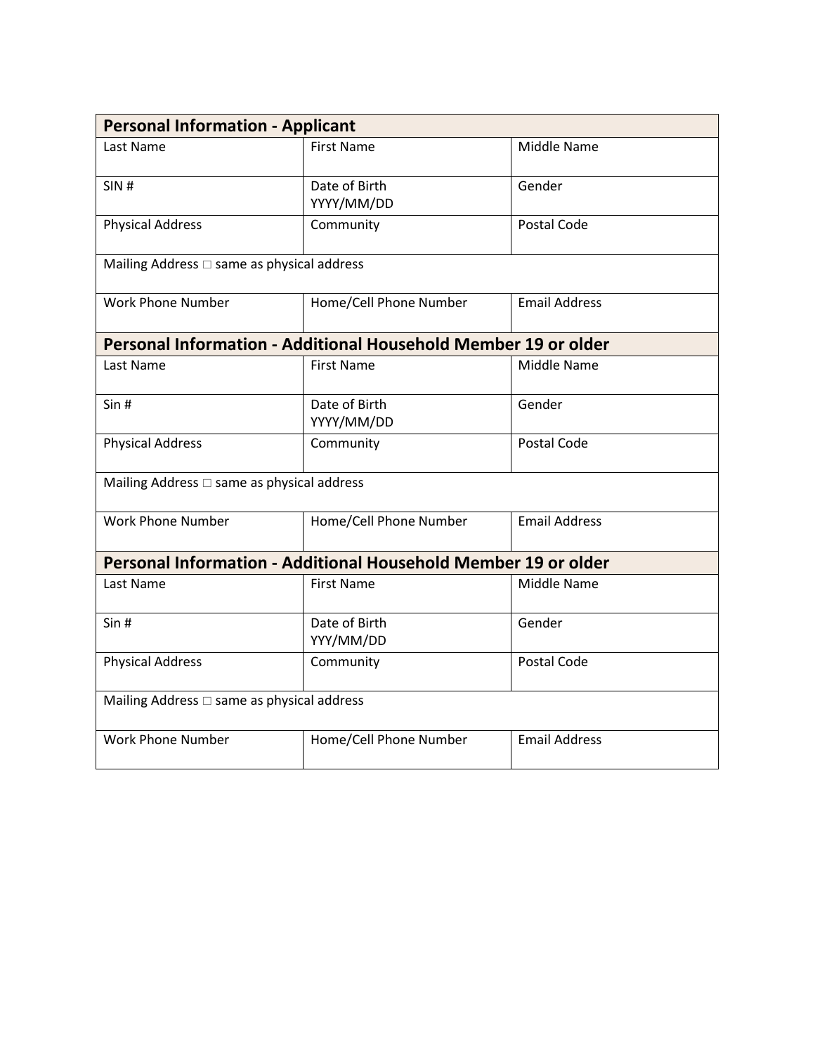## Personal Information - Applicant

| | | |
|---|---|---|
| Last Name | First Name | Middle Name |
| SIN # | Date of Birth YYYY/MM/DD | Gender |
| Physical Address | Community | Postal Code |
| Mailing Address □ same as physical address | | |
| Work Phone Number | Home/Cell Phone Number | Email Address |

## Personal Information - Additional Household Member 19 or older

| | | |
|---|---|---|
| Last Name | First Name | Middle Name |
| Sin # | Date of Birth YYYY/MM/DD | Gender |
| Physical Address | Community | Postal Code |
| Mailing Address □ same as physical address | | |
| Work Phone Number | Home/Cell Phone Number | Email Address |

## Personal Information - Additional Household Member 19 or older

| | | |
|---|---|---|
| Last Name | First Name | Middle Name |
| Sin # | Date of Birth YYY/MM/DD | Gender |
| Physical Address | Community | Postal Code |
| Mailing Address □ same as physical address | | |
| Work Phone Number | Home/Cell Phone Number | Email Address |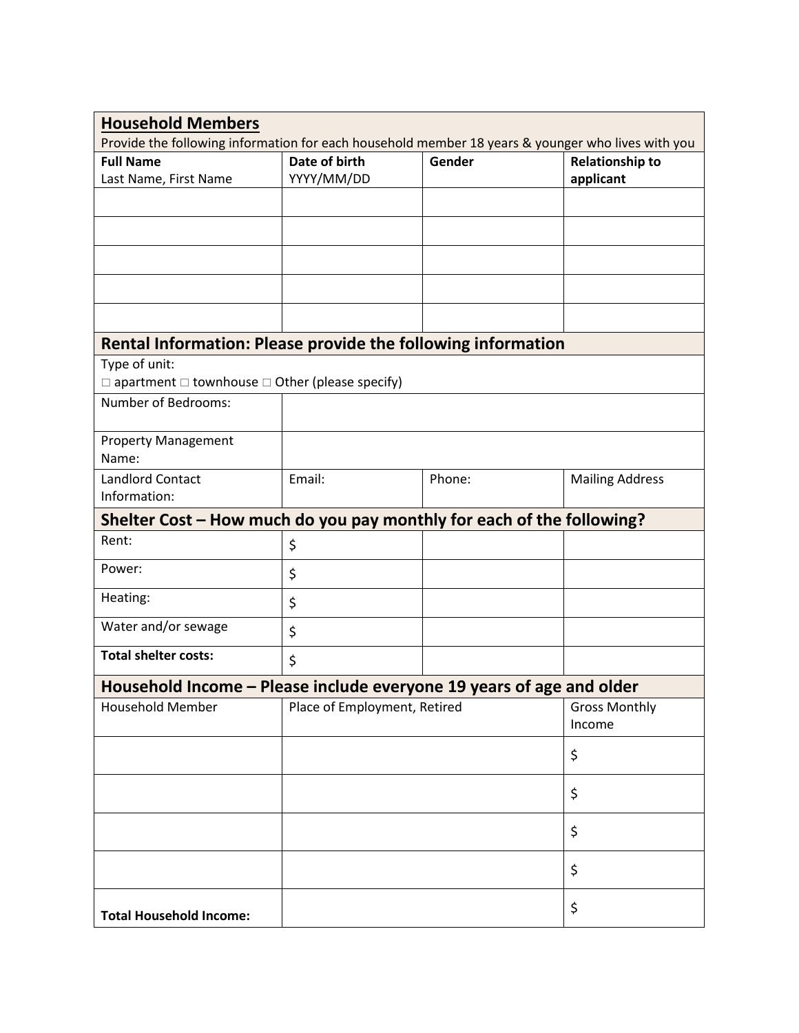## Household Members

Provide the following information for each household member 18 years & younger who lives with you

| **Full Name**<br>Last Name, First Name | **Date of birth**<br>YYYY/MM/DD | **Gender** | **Relationship to applicant** |
|---|---|---|---|
| | | | |
| | | | |
| | | | |
| | | | |
| | | | |

## Rental Information: Please provide the following information

Type of unit:
☐ apartment ☐ townhouse ☐ Other (please specify)

| | | | |
|---|---|---|---|
| Number of Bedrooms: | | | |
| Property Management Name: | | | |
| Landlord Contact Information: | Email: | Phone: | Mailing Address |

## Shelter Cost – How much do you pay monthly for each of the following?

| | | | |
|---|---|---|---|
| Rent: | $ | | |
| Power: | $ | | |
| Heating: | $ | | |
| Water and/or sewage | $ | | |
| **Total shelter costs:** | $ | | |

## Household Income – Please include everyone 19 years of age and older

| Household Member | Place of Employment, Retired | Gross Monthly Income |
|---|---|---|
| | | $ |
| | | $ |
| | | $ |
| | | $ |
| **Total Household Income:** | | $ |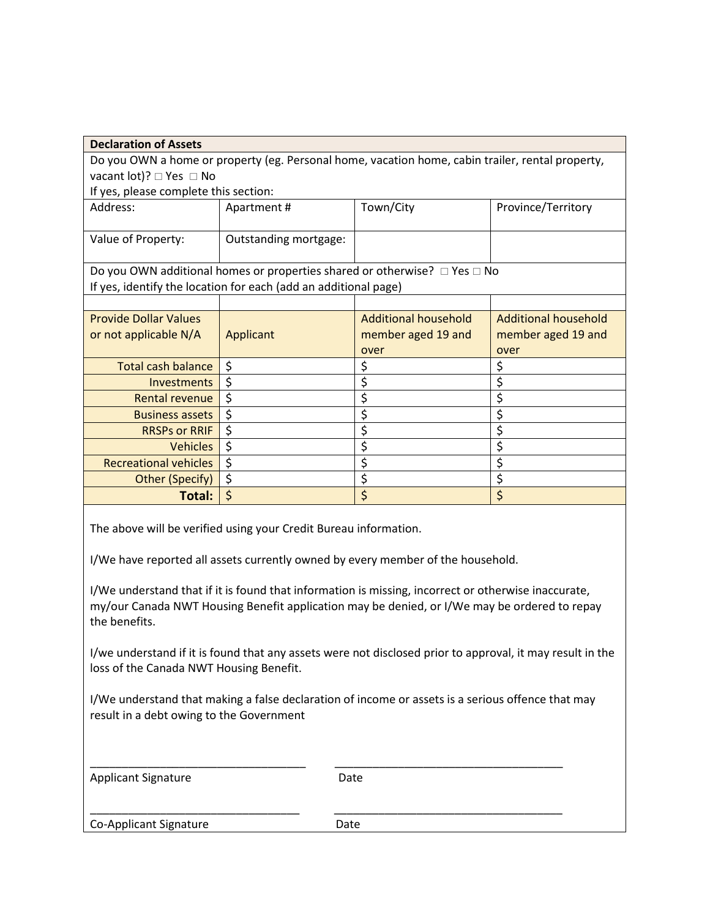## Declaration of Assets

Do you OWN a home or property (eg. Personal home, vacation home, cabin trailer, rental property, vacant lot)? □ Yes □ No
If yes, please complete this section:

| | | | |
|---|---|---|---|
| Address: | Apartment # | Town/City | Province/Territory |
| Value of Property: | Outstanding mortgage: | | |

Do you OWN additional homes or properties shared or otherwise? □ Yes □ No
If yes, identify the location for each (add an additional page)

| | | | |
|---|---|---|---|
| | | | |
| Provide Dollar Values or not applicable N/A | Applicant | Additional household member aged 19 and over | Additional household member aged 19 and over |
| Total cash balance | $ | $ | $ |
| Investments | $ | $ | $ |
| Rental revenue | $ | $ | $ |
| Business assets | $ | $ | $ |
| RRSPs or RRIF | $ | $ | $ |
| Vehicles | $ | $ | $ |
| Recreational vehicles | $ | $ | $ |
| Other (Specify) | $ | $ | $ |
| **Total:** | $ | $ | $ |

The above will be verified using your Credit Bureau information.

I/We have reported all assets currently owned by every member of the household.

I/We understand that if it is found that information is missing, incorrect or otherwise inaccurate, my/our Canada NWT Housing Benefit application may be denied, or I/We may be ordered to repay the benefits.

I/we understand if it is found that any assets were not disclosed prior to approval, it may result in the loss of the Canada NWT Housing Benefit.

I/We understand that making a false declaration of income or assets is a serious offence that may result in a debt owing to the Government

___________________________________ ___________________________________
Applicant Signature Date

___________________________________ ___________________________________
Co-Applicant Signature Date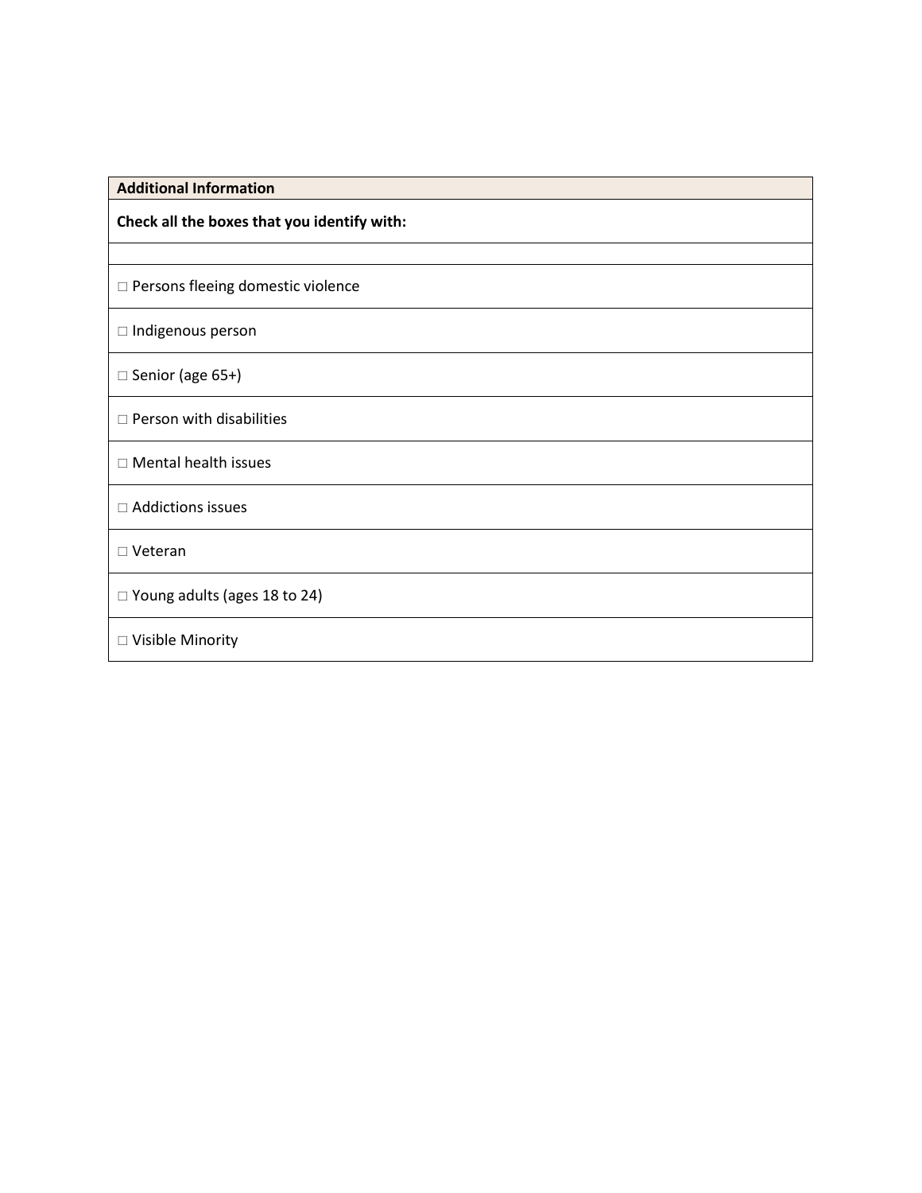| Additional Information |
| --- |
| **Check all the boxes that you identify with:** |
| |
| □ Persons fleeing domestic violence |
| □ Indigenous person |
| □ Senior (age 65+) |
| □ Person with disabilities |
| □ Mental health issues |
| □ Addictions issues |
| □ Veteran |
| □ Young adults (ages 18 to 24) |
| □ Visible Minority |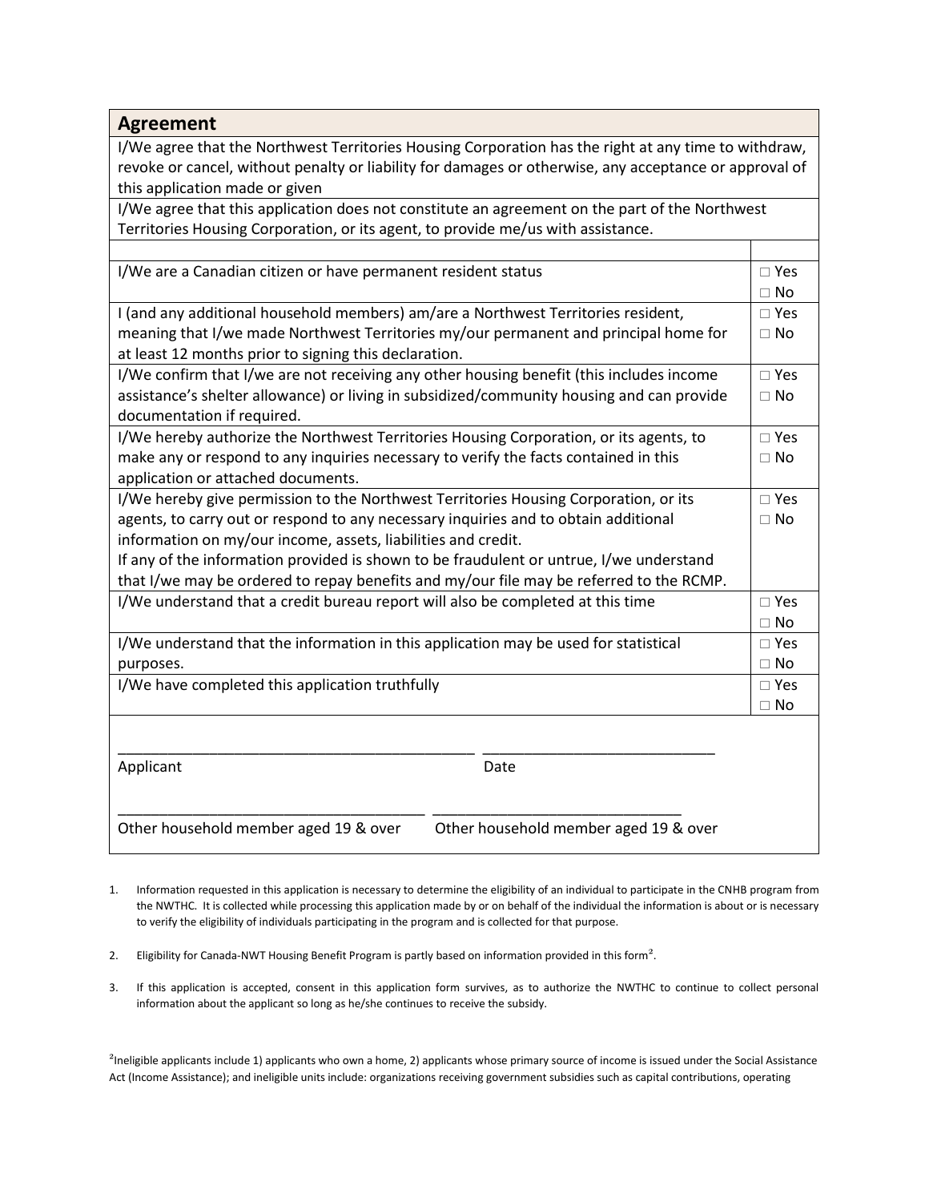## Agreement

I/We agree that the Northwest Territories Housing Corporation has the right at any time to withdraw, revoke or cancel, without penalty or liability for damages or otherwise, any acceptance or approval of this application made or given

I/We agree that this application does not constitute an agreement on the part of the Northwest Territories Housing Corporation, or its agent, to provide me/us with assistance.

| | |
|---|---|
| I/We are a Canadian citizen or have permanent resident status | □ Yes<br>□ No |
| I (and any additional household members) am/are a Northwest Territories resident, meaning that I/we made Northwest Territories my/our permanent and principal home for at least 12 months prior to signing this declaration. | □ Yes<br>□ No |
| I/We confirm that I/we are not receiving any other housing benefit (this includes income assistance's shelter allowance) or living in subsidized/community housing and can provide documentation if required. | □ Yes<br>□ No |
| I/We hereby authorize the Northwest Territories Housing Corporation, or its agents, to make any or respond to any inquiries necessary to verify the facts contained in this application or attached documents. | □ Yes<br>□ No |
| I/We hereby give permission to the Northwest Territories Housing Corporation, or its agents, to carry out or respond to any necessary inquiries and to obtain additional information on my/our income, assets, liabilities and credit.<br>If any of the information provided is shown to be fraudulent or untrue, I/we understand that I/we may be ordered to repay benefits and my/our file may be referred to the RCMP. | □ Yes<br>□ No |
| I/We understand that a credit bureau report will also be completed at this time | □ Yes<br>□ No |
| I/We understand that the information in this application may be used for statistical purposes. | □ Yes<br>□ No |
| I/We have completed this application truthfully | □ Yes<br>□ No |

_____________________________________________ ____________________________

Applicant Date

_____________________________________ _____________________________

Other household member aged 19 & over Other household member aged 19 & over

1. Information requested in this application is necessary to determine the eligibility of an individual to participate in the CNHB program from the NWTHC. It is collected while processing this application made by or on behalf of the individual the information is about or is necessary to verify the eligibility of individuals participating in the program and is collected for that purpose.

2. Eligibility for Canada-NWT Housing Benefit Program is partly based on information provided in this form[2].

3. If this application is accepted, consent in this application form survives, as to authorize the NWTHC to continue to collect personal information about the applicant so long as he/she continues to receive the subsidy.

[2]Ineligible applicants include 1) applicants who own a home, 2) applicants whose primary source of income is issued under the Social Assistance Act (Income Assistance); and ineligible units include: organizations receiving government subsidies such as capital contributions, operating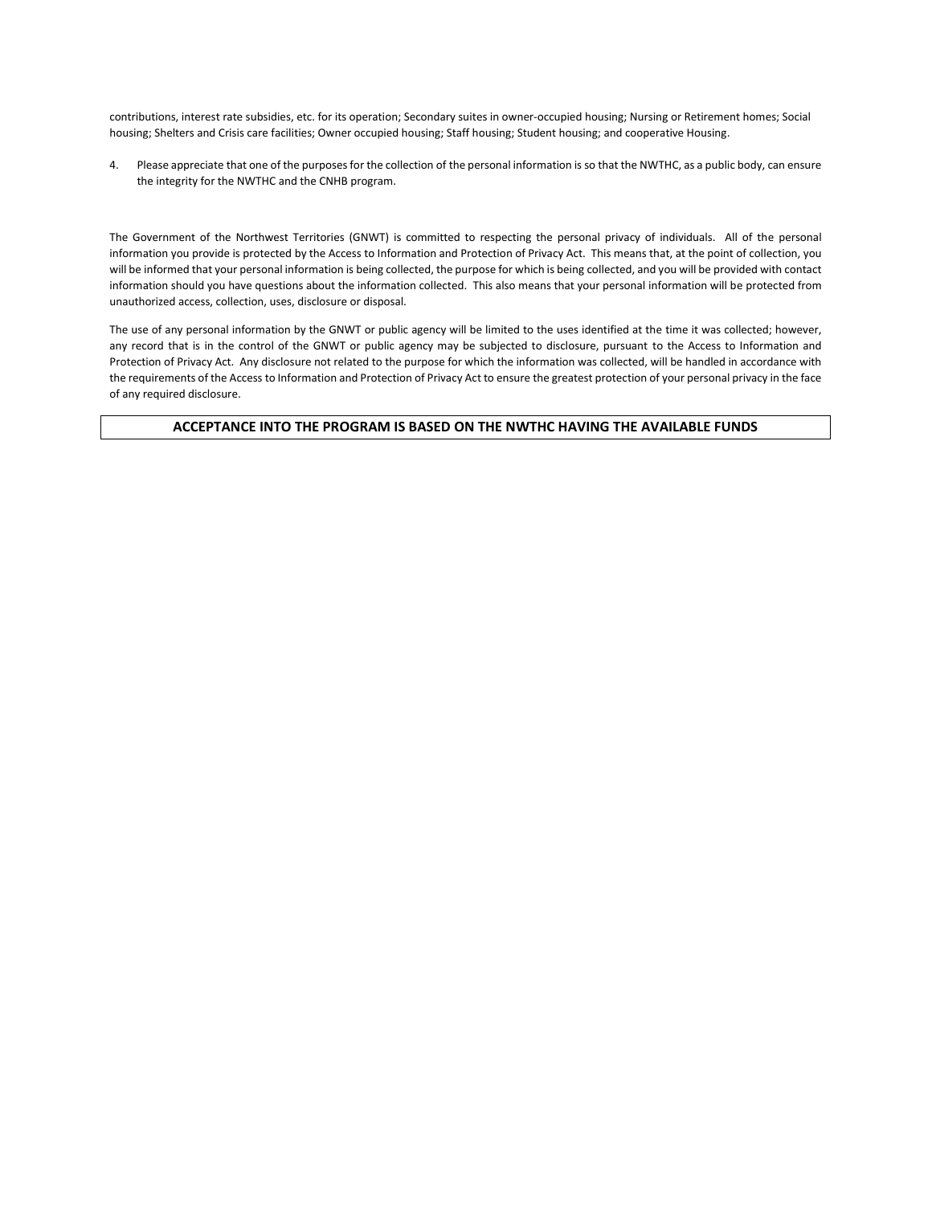contributions, interest rate subsidies, etc. for its operation; Secondary suites in owner-occupied housing; Nursing or Retirement homes; Social housing; Shelters and Crisis care facilities; Owner occupied housing; Staff housing; Student housing; and cooperative Housing.

4. Please appreciate that one of the purposes for the collection of the personal information is so that the NWTHC, as a public body, can ensure the integrity for the NWTHC and the CNHB program.

The Government of the Northwest Territories (GNWT) is committed to respecting the personal privacy of individuals. All of the personal information you provide is protected by the Access to Information and Protection of Privacy Act. This means that, at the point of collection, you will be informed that your personal information is being collected, the purpose for which is being collected, and you will be provided with contact information should you have questions about the information collected. This also means that your personal information will be protected from unauthorized access, collection, uses, disclosure or disposal.

The use of any personal information by the GNWT or public agency will be limited to the uses identified at the time it was collected; however, any record that is in the control of the GNWT or public agency may be subjected to disclosure, pursuant to the Access to Information and Protection of Privacy Act. Any disclosure not related to the purpose for which the information was collected, will be handled in accordance with the requirements of the Access to Information and Protection of Privacy Act to ensure the greatest protection of your personal privacy in the face of any required disclosure.

**ACCEPTANCE INTO THE PROGRAM IS BASED ON THE NWTHC HAVING THE AVAILABLE FUNDS**